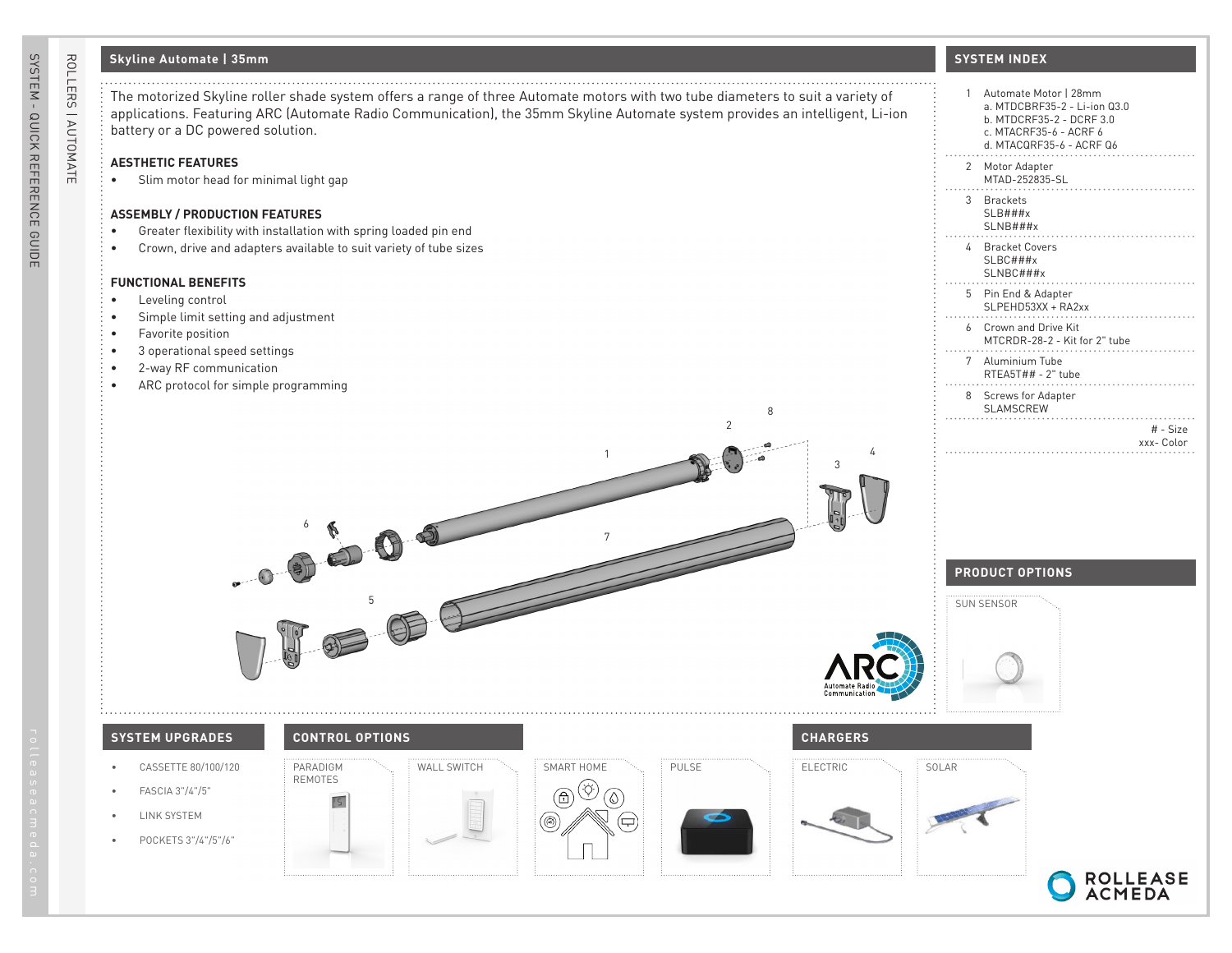# Skyline Automate | 35mm

The motorized Skyline roller shade system offers a range of three Automate motors with two tube diameters to suit a variety of applications. Featuring ARC (Automate Radio Communication), the 35mm Skyline Automate system provides an intelligent, Li-ion battery or a DC powered solution.

### AESTHETIC FEATURES

- Slim motor head for minimal light gap

### ASSEMBLY / PRODUCTION FEATURES

- Greater flexibility with installation with spring loaded pin end
- Crown, drive and adapters available to suit variety of tube sizes

### FUNCTIONAL BENEFITS

- Leveling control
- Simple limit setting and adjustment
- Favorite position
- 3 operational speed settings
- 2-way RF communication
- ARC protocol for simple programming

## SYSTEM INDEX

1. Automate Motor | 28mm
   a. MTDCBRF35-2 - Li-ion Q3.0
   b. MTDCRF35-2 - DCRF 3.0
   c. MTACRF35-6 - ACRF 6
   d. MTACQRF35-6 - ACRF Q6
2. Motor Adapter
   MTAD-252835-SL
3. Brackets
   SLB###x
   SLNB###x
4. Bracket Covers
   SLBC###x
   SLNBC###x
5. Pin End & Adapter
   SLPEHD53XX + RA2xx
6. Crown and Drive Kit
   MTCRDR-28-2 - Kit for 2" tube
7. Aluminium Tube
   RTEA5T## - 2" tube
8. Screws for Adapter
   SLAMSCREW

# - Size
xxx- Color

## PRODUCT OPTIONS

- SUN SENSOR

## SYSTEM UPGRADES

- CASSETTE 80/100/120
- FASCIA 3"/4"/5"
- LINK SYSTEM
- POCKETS 3"/4"/5"/6"

## CONTROL OPTIONS

- PARADIGM REMOTES
- WALL SWITCH
- SMART HOME
- PULSE

## CHARGERS

- ELECTRIC
- SOLAR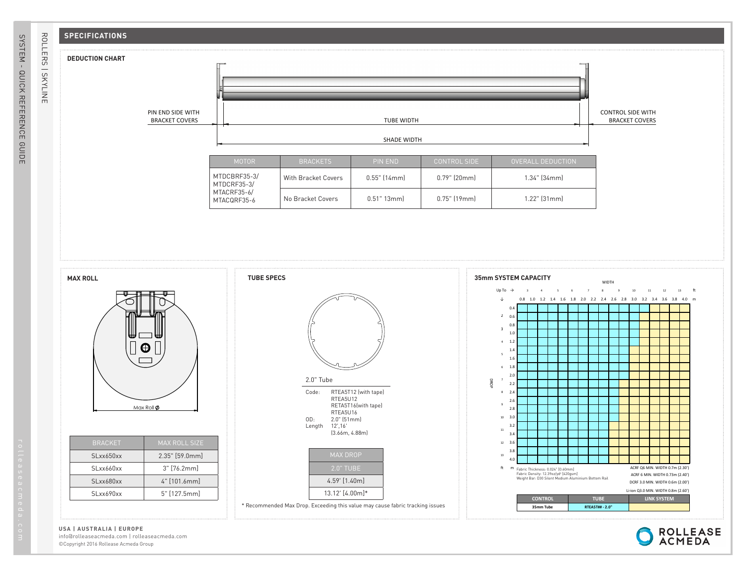## SPECIFICATIONS

### DEDUCTION CHART

PIN END SIDE WITH BRACKET COVERS

TUBE WIDTH

SHADE WIDTH

CONTROL SIDE WITH BRACKET COVERS

| MOTOR | BRACKETS | PIN END | CONTROL SIDE | OVERALL DEDUCTION |
|---|---|---|---|---|
| MTDCBRF35-3/ MTDCRF35-3/ MTACRF35-6/ MTACQRF35-6 | With Bracket Covers | 0.55" (14mm) | 0.79" (20mm) | 1.34" (34mm) |
| | No Bracket Covers | 0.51" 13mm) | 0.75" (19mm) | 1.22" (31mm) |

### MAX ROLL

Max Roll Ø

| BRACKET | MAX ROLL SIZE |
|---|---|
| SLxx650xx | 2.35" [59.0mm] |
| SLxx660xx | 3" [76.2mm] |
| SLxx680xx | 4" [101.6mm] |
| SLxx690xx | 5" [127.5mm] |

### TUBE SPECS

2.0" Tube

| | |
|---|---|
| Code: | RTEA5T12 (with tape) RTEA5U12 RETA5T16(with tape) RTEA5U16 |
| OD: | 2.0" (51mm) |
| Length | 12',16' (3.66m, 4.88m) |

| MAX DROP |
|---|
| 2.0" TUBE |
| 4.59' [1.40m] |
| 13.12' [4.00m]* |

* Recommended Max Drop. Exceeding this value may cause fabric tracking issues

### 35mm SYSTEM CAPACITY

WIDTH

Up To → 3 4 5 6 7 8 9 10 11 12 13 ft

↓ 0.8 1.0 1.2 1.4 1.6 1.8 2.0 2.2 2.4 2.6 2.8 3.0 3.2 3.4 3.6 3.8 4.0 m

DROP

2 3 4 5 6 7 8 9 10 11 12 13 ft

0.4 0.6 0.8 1.0 1.2 1.4 1.6 1.8 2.0 2.2 2.4 2.6 2.8 3.0 3.2 3.4 3.6 3.8 4.0 m

Fabric Thickness: 0.024" [0.60mm]
Fabric Density: 12.39oz/yd² [420gsm]
Weight Bar: D30 Silent Medium Aluminium Bottom Rail

ACRF Q6 MIN. WIDTH 0.7m (2.30')
ACRF 6 MIN. WIDTH 0.73m (2.40')
DCRF 3.0 MIN. WIDTH 0.6m (2.00')
Li-ion Q3.0 MIN. WIDTH 0.8m (2.60')

| CONTROL | TUBE | LINK SYSTEM |
|---|---|---|
| 35mm Tube | RTEA5T## - 2.0" | |

**USA | AUSTRALIA | EUROPE**
info@rolleaseacmeda.com | rolleaseacmeda.com
©Copyright 2016 Rollease Acmeda Group